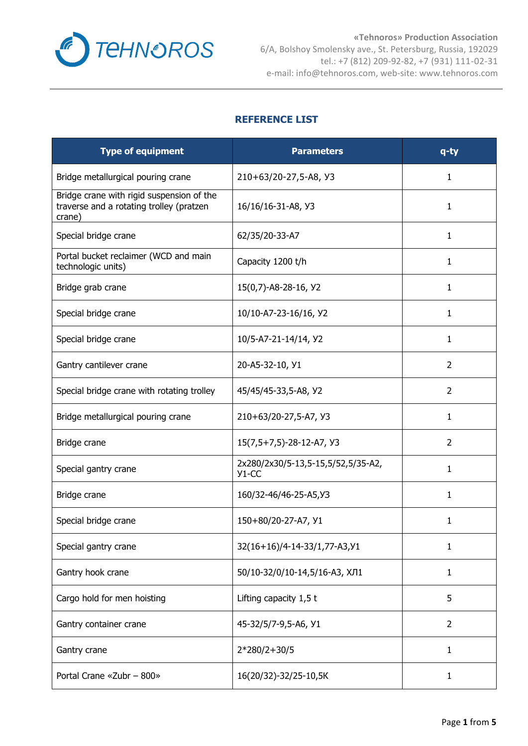**TEHNOROS**

**«Tehnoros» Production Association**
6/A, Bolshoy Smolensky ave., St. Petersburg, Russia, 192029
tel.: +7 (812) 209-92-82, +7 (931) 111-02-31
e-mail: info@tehnoros.com, web-site: www.tehnoros.com

## REFERENCE LIST

| Type of equipment | Parameters | q-ty |
|---|---|---|
| Bridge metallurgical pouring crane | 210+63/20-27,5-A8, У3 | 1 |
| Bridge crane with rigid suspension of the traverse and a rotating trolley (pratzen crane) | 16/16/16-31-A8, У3 | 1 |
| Special bridge crane | 62/35/20-33-A7 | 1 |
| Portal bucket reclaimer (WCD and main technologic units) | Capacity 1200 t/h | 1 |
| Bridge grab crane | 15(0,7)-A8-28-16, У2 | 1 |
| Special bridge crane | 10/10-A7-23-16/16, У2 | 1 |
| Special bridge crane | 10/5-A7-21-14/14, У2 | 1 |
| Gantry cantilever crane | 20-A5-32-10, У1 | 2 |
| Special bridge crane with rotating trolley | 45/45/45-33,5-A8, У2 | 2 |
| Bridge metallurgical pouring crane | 210+63/20-27,5-A7, У3 | 1 |
| Bridge crane | 15(7,5+7,5)-28-12-A7, У3 | 2 |
| Special gantry crane | 2x280/2x30/5-13,5-15,5/52,5/35-A2, У1-СС | 1 |
| Bridge crane | 160/32-46/46-25-A5,У3 | 1 |
| Special bridge crane | 150+80/20-27-A7, У1 | 1 |
| Special gantry crane | 32(16+16)/4-14-33/1,77-A3,У1 | 1 |
| Gantry hook crane | 50/10-32/0/10-14,5/16-A3, ХЛ1 | 1 |
| Cargo hold for men hoisting | Lifting capacity 1,5 t | 5 |
| Gantry container crane | 45-32/5/7-9,5-A6, У1 | 2 |
| Gantry crane | 2*280/2+30/5 | 1 |
| Portal Crane «Zubr – 800» | 16(20/32)-32/25-10,5K | 1 |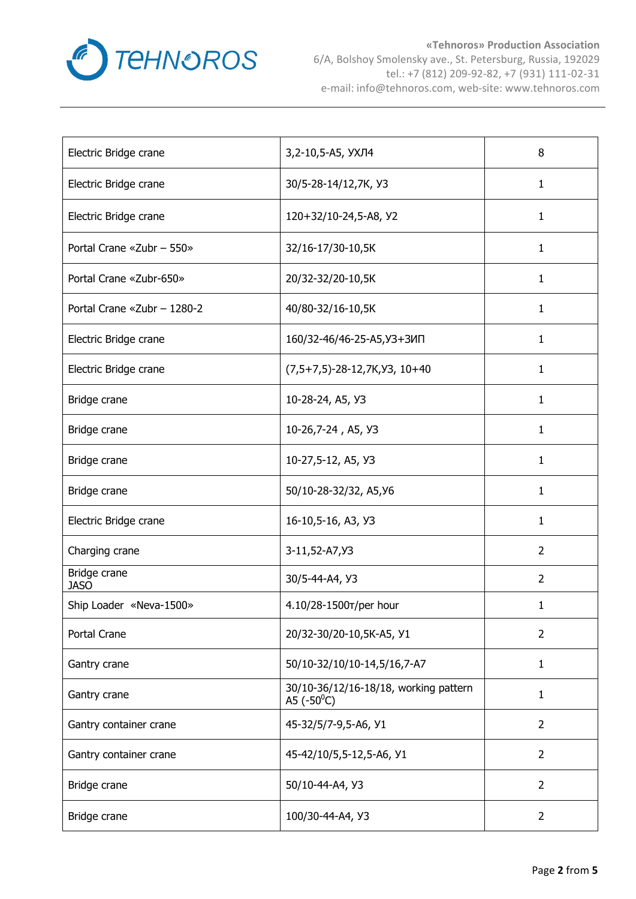| Electric Bridge crane | 3,2-10,5-A5, УХЛ4 | 8 |
|---|---|---|
| Electric Bridge crane | 30/5-28-14/12,7К, У3 | 1 |
| Electric Bridge crane | 120+32/10-24,5-A8, У2 | 1 |
| Portal Crane «Zubr – 550» | 32/16-17/30-10,5К | 1 |
| Portal Crane «Zubr-650» | 20/32-32/20-10,5К | 1 |
| Portal Crane «Zubr – 1280-2 | 40/80-32/16-10,5К | 1 |
| Electric Bridge crane | 160/32-46/46-25-A5,У3+ЗИП | 1 |
| Electric Bridge crane | (7,5+7,5)-28-12,7К,У3, 10+40 | 1 |
| Bridge crane | 10-28-24, A5, У3 | 1 |
| Bridge crane | 10-26,7-24 , A5, У3 | 1 |
| Bridge crane | 10-27,5-12, A5, У3 | 1 |
| Bridge crane | 50/10-28-32/32, A5,У6 | 1 |
| Electric Bridge crane | 16-10,5-16, A3, У3 | 1 |
| Charging crane | 3-11,52-A7,У3 | 2 |
| Bridge crane JASO | 30/5-44-A4, У3 | 2 |
| Ship Loader «Neva-1500» | 4.10/28-1500т/per hour | 1 |
| Portal Crane | 20/32-30/20-10,5К-A5, У1 | 2 |
| Gantry crane | 50/10-32/10/10-14,5/16,7-A7 | 1 |
| Gantry crane | 30/10-36/12/16-18/18, working pattern A5 (-50$^{0}$C) | 1 |
| Gantry container crane | 45-32/5/7-9,5-A6, У1 | 2 |
| Gantry container crane | 45-42/10/5,5-12,5-A6, У1 | 2 |
| Bridge crane | 50/10-44-A4, У3 | 2 |
| Bridge crane | 100/30-44-A4, У3 | 2 |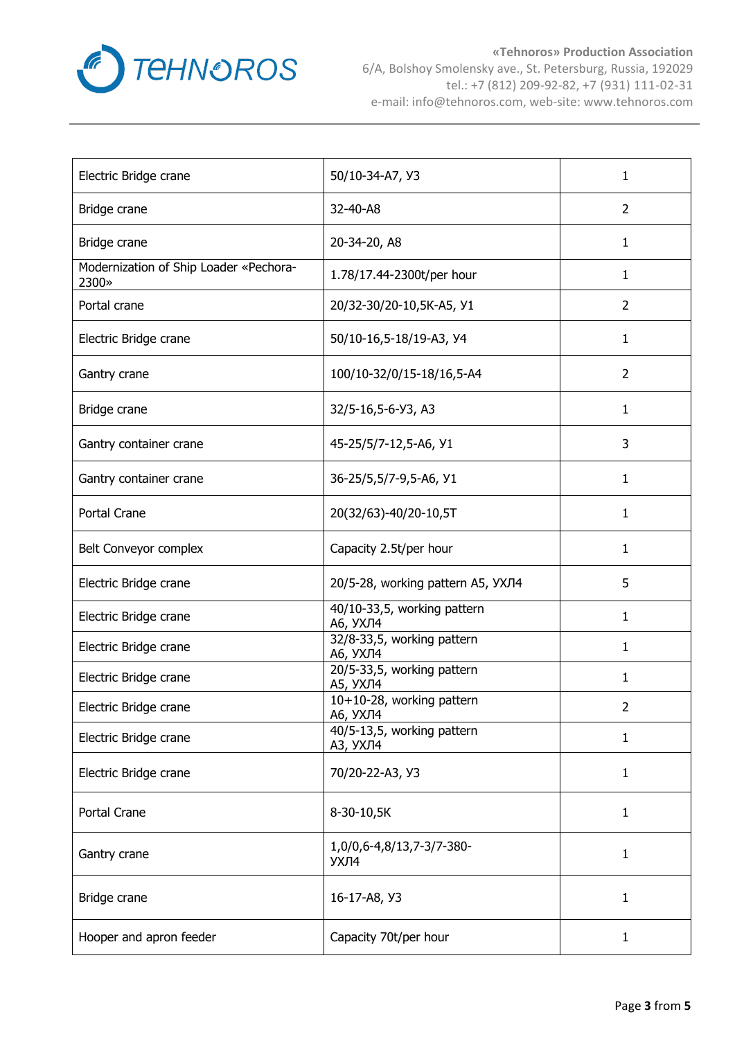| Electric Bridge crane | 50/10-34-А7, У3 | 1 |
|---|---|---|
| Bridge crane | 32-40-А8 | 2 |
| Bridge crane | 20-34-20, А8 | 1 |
| Modernization of Ship Loader «Pechora-2300» | 1.78/17.44-2300t/per hour | 1 |
| Portal crane | 20/32-30/20-10,5К-А5, У1 | 2 |
| Electric Bridge crane | 50/10-16,5-18/19-А3, У4 | 1 |
| Gantry crane | 100/10-32/0/15-18/16,5-А4 | 2 |
| Bridge crane | 32/5-16,5-6-У3, А3 | 1 |
| Gantry container crane | 45-25/5/7-12,5-А6, У1 | 3 |
| Gantry container crane | 36-25/5,5/7-9,5-А6, У1 | 1 |
| Portal Crane | 20(32/63)-40/20-10,5Т | 1 |
| Belt Conveyor complex | Capacity 2.5t/per hour | 1 |
| Electric Bridge crane | 20/5-28, working pattern A5, УХЛ4 | 5 |
| Electric Bridge crane | 40/10-33,5, working pattern A6, УХЛ4 | 1 |
| Electric Bridge crane | 32/8-33,5, working pattern A6, УХЛ4 | 1 |
| Electric Bridge crane | 20/5-33,5, working pattern A5, УХЛ4 | 1 |
| Electric Bridge crane | 10+10-28, working pattern A6, УХЛ4 | 2 |
| Electric Bridge crane | 40/5-13,5, working pattern A3, УХЛ4 | 1 |
| Electric Bridge crane | 70/20-22-А3, У3 | 1 |
| Portal Crane | 8-30-10,5К | 1 |
| Gantry crane | 1,0/0,6-4,8/13,7-3/7-380-УХЛ4 | 1 |
| Bridge crane | 16-17-А8, У3 | 1 |
| Hooper and apron feeder | Capacity 70t/per hour | 1 |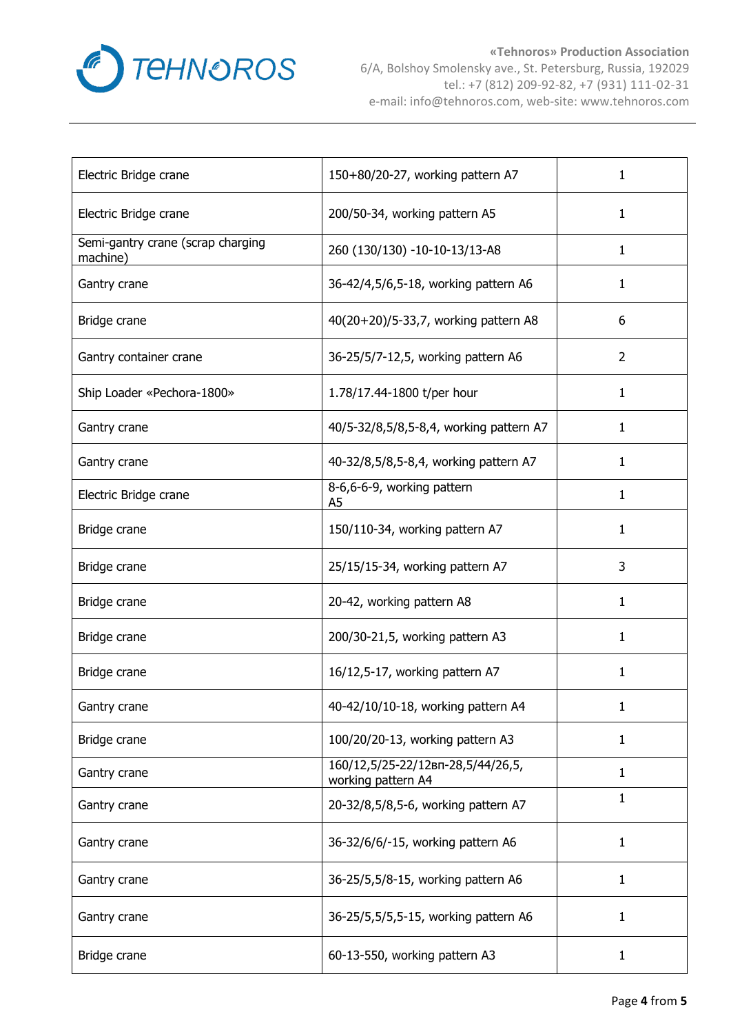| Electric Bridge crane | 150+80/20-27, working pattern A7 | 1 |
|---|---|---|
| Electric Bridge crane | 200/50-34, working pattern A5 | 1 |
| Semi-gantry crane (scrap charging machine) | 260 (130/130) -10-10-13/13-A8 | 1 |
| Gantry crane | 36-42/4,5/6,5-18, working pattern A6 | 1 |
| Bridge crane | 40(20+20)/5-33,7, working pattern A8 | 6 |
| Gantry container crane | 36-25/5/7-12,5, working pattern A6 | 2 |
| Ship Loader «Pechora-1800» | 1.78/17.44-1800 t/per hour | 1 |
| Gantry crane | 40/5-32/8,5/8,5-8,4, working pattern A7 | 1 |
| Gantry crane | 40-32/8,5/8,5-8,4, working pattern A7 | 1 |
| Electric Bridge crane | 8-6,6-6-9, working pattern A5 | 1 |
| Bridge crane | 150/110-34, working pattern A7 | 1 |
| Bridge crane | 25/15/15-34, working pattern A7 | 3 |
| Bridge crane | 20-42, working pattern A8 | 1 |
| Bridge crane | 200/30-21,5, working pattern A3 | 1 |
| Bridge crane | 16/12,5-17, working pattern A7 | 1 |
| Gantry crane | 40-42/10/10-18, working pattern A4 | 1 |
| Bridge crane | 100/20/20-13, working pattern A3 | 1 |
| Gantry crane | 160/12,5/25-22/12вп-28,5/44/26,5, working pattern A4 | 1 |
| Gantry crane | 20-32/8,5/8,5-6, working pattern A7 | 1 |
| Gantry crane | 36-32/6/6/-15, working pattern A6 | 1 |
| Gantry crane | 36-25/5,5/8-15, working pattern A6 | 1 |
| Gantry crane | 36-25/5,5/5,5-15, working pattern A6 | 1 |
| Bridge crane | 60-13-550, working pattern A3 | 1 |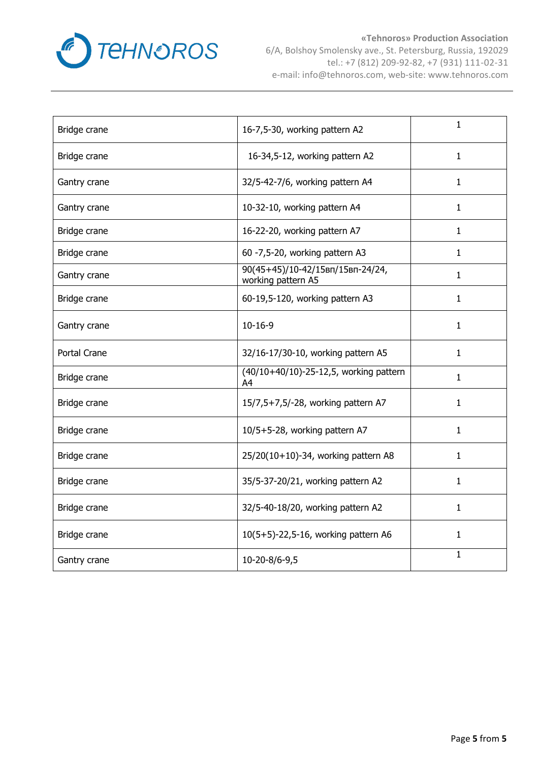| | | |
|---|---|---|
| Bridge crane | 16-7,5-30, working pattern A2 | 1 |
| Bridge crane | 16-34,5-12, working pattern A2 | 1 |
| Gantry crane | 32/5-42-7/6, working pattern A4 | 1 |
| Gantry crane | 10-32-10, working pattern A4 | 1 |
| Bridge crane | 16-22-20, working pattern A7 | 1 |
| Bridge crane | 60 -7,5-20, working pattern A3 | 1 |
| Gantry crane | 90(45+45)/10-42/15вп/15вп-24/24, working pattern A5 | 1 |
| Bridge crane | 60-19,5-120, working pattern A3 | 1 |
| Gantry crane | 10-16-9 | 1 |
| Portal Crane | 32/16-17/30-10, working pattern A5 | 1 |
| Bridge crane | (40/10+40/10)-25-12,5, working pattern A4 | 1 |
| Bridge crane | 15/7,5+7,5/-28, working pattern A7 | 1 |
| Bridge crane | 10/5+5-28, working pattern A7 | 1 |
| Bridge crane | 25/20(10+10)-34, working pattern A8 | 1 |
| Bridge crane | 35/5-37-20/21, working pattern A2 | 1 |
| Bridge crane | 32/5-40-18/20, working pattern A2 | 1 |
| Bridge crane | 10(5+5)-22,5-16, working pattern A6 | 1 |
| Gantry crane | 10-20-8/6-9,5 | 1 |